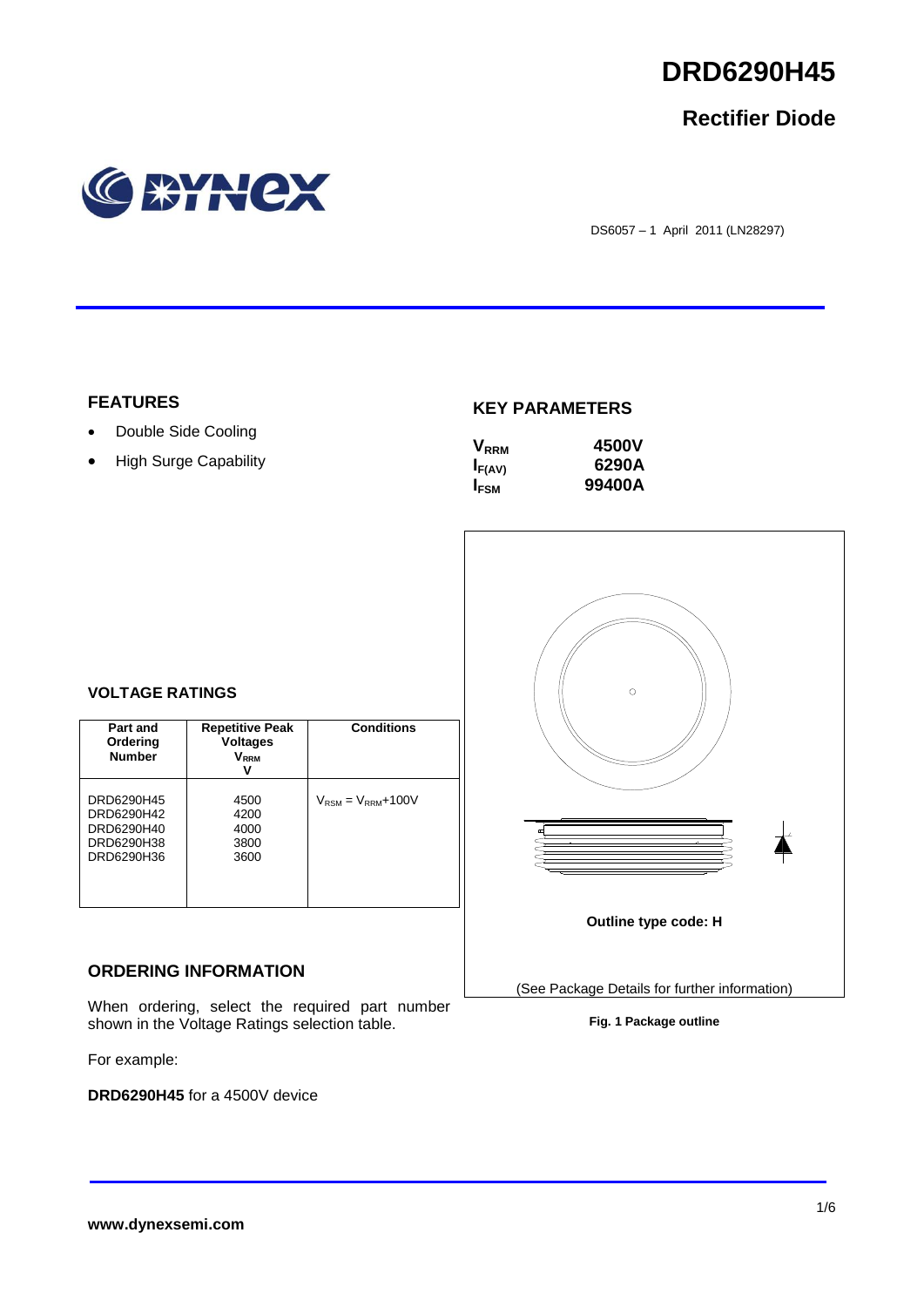# DRD6290H45

## Rectifier Diode

DS6057 – 1 April 2011 (LN28297)

## FEATURES

- Double Side Cooling
- High Surge Capability

## KEY PARAMETERS

| | |
|---|---|
| $V_{RRM}$ | 4500V |
| $I_{F(AV)}$ | 6290A |
| $I_{FSM}$ | 99400A |

## VOLTAGE RATINGS

| Part and Ordering Number | Repetitive Peak Voltages $V_{RRM}$ V | Conditions |
|---|---|---|
| DRD6290H45<br>DRD6290H42<br>DRD6290H40<br>DRD6290H38<br>DRD6290H36 | 4500<br>4200<br>4000<br>3800<br>3600 | $V_{RSM} = V_{RRM}$+100V |

Outline type code: H

(See Package Details for further information)

**Fig. 1 Package outline**

## ORDERING INFORMATION

When ordering, select the required part number shown in the Voltage Ratings selection table.

For example:

**DRD6290H45** for a 4500V device

www.dynexsemi.com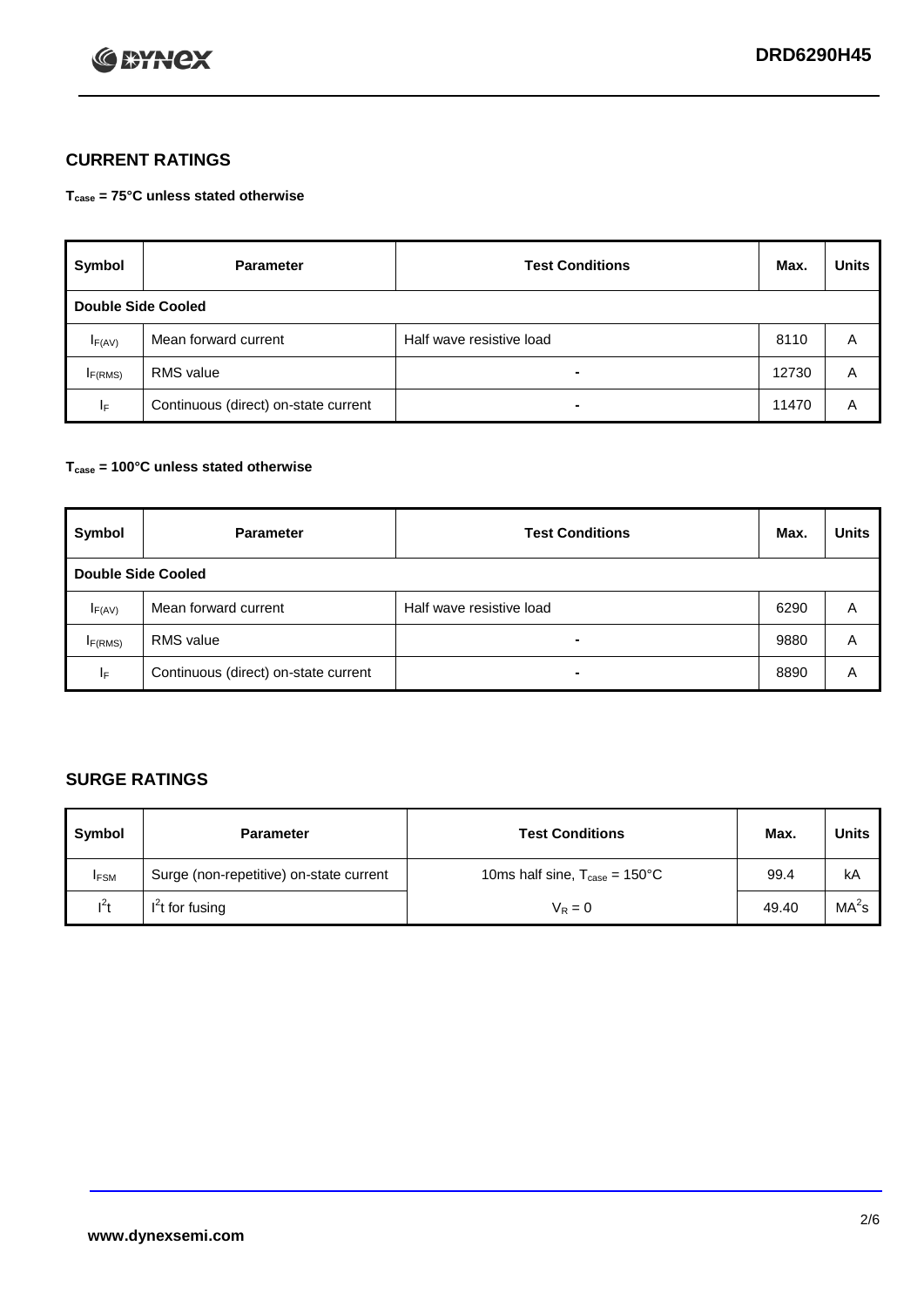## CURRENT RATINGS

**$T_{case}$ = 75°C unless stated otherwise**

| Symbol | Parameter | Test Conditions | Max. | Units |
|---|---|---|---|---|
| **Double Side Cooled** | | | | |
| $I_{F(AV)}$ | Mean forward current | Half wave resistive load | 8110 | A |
| $I_{F(RMS)}$ | RMS value | - | 12730 | A |
| $I_F$ | Continuous (direct) on-state current | - | 11470 | A |

**$T_{case}$ = 100°C unless stated otherwise**

| Symbol | Parameter | Test Conditions | Max. | Units |
|---|---|---|---|---|
| **Double Side Cooled** | | | | |
| $I_{F(AV)}$ | Mean forward current | Half wave resistive load | 6290 | A |
| $I_{F(RMS)}$ | RMS value | - | 9880 | A |
| $I_F$ | Continuous (direct) on-state current | - | 8890 | A |

## SURGE RATINGS

| Symbol | Parameter | Test Conditions | Max. | Units |
|---|---|---|---|---|
| $I_{FSM}$ | Surge (non-repetitive) on-state current | 10ms half sine, $T_{case}$ = 150°C | 99.4 | kA |
| $I^2t$ | $I^2t$ for fusing | $V_R = 0$ | 49.40 | $MA^2s$ |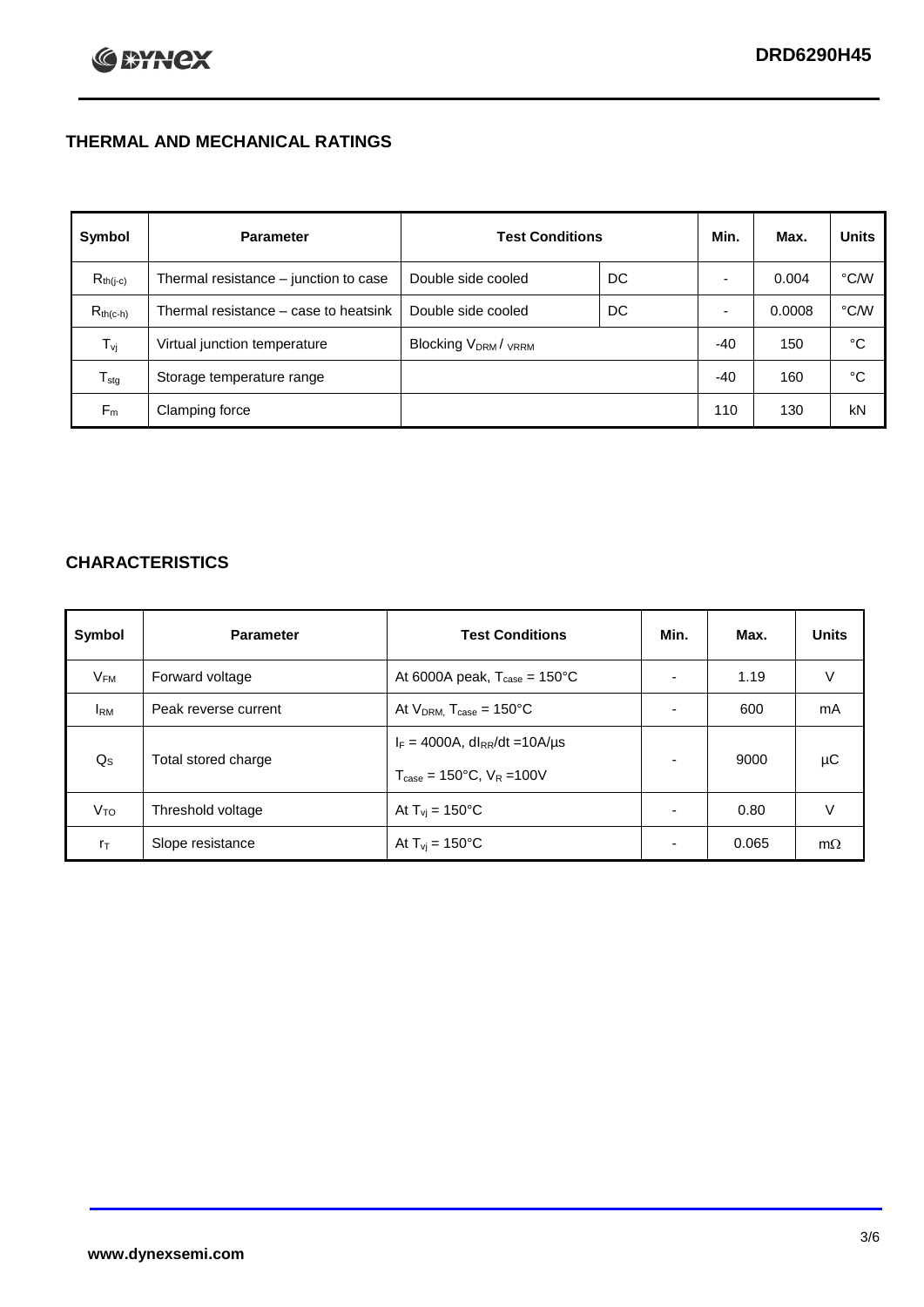## THERMAL AND MECHANICAL RATINGS

| Symbol | Parameter | Test Conditions | | Min. | Max. | Units |
|---|---|---|---|---|---|---|
| $R_{th(j-c)}$ | Thermal resistance – junction to case | Double side cooled | DC | - | 0.004 | °C/W |
| $R_{th(c-h)}$ | Thermal resistance – case to heatsink | Double side cooled | DC | - | 0.0008 | °C/W |
| $T_{vj}$ | Virtual junction temperature | Blocking $V_{DRM}$ / $_{VRRM}$ | | -40 | 150 | °C |
| $T_{stg}$ | Storage temperature range | | | -40 | 160 | °C |
| $F_m$ | Clamping force | | | 110 | 130 | kN |

## CHARACTERISTICS

| Symbol | Parameter | Test Conditions | Min. | Max. | Units |
|---|---|---|---|---|---|
| $V_{FM}$ | Forward voltage | At 6000A peak, $T_{case}$ = 150°C | - | 1.19 | V |
| $I_{RM}$ | Peak reverse current | At $V_{DRM,}$ $T_{case}$ = 150°C | - | 600 | mA |
| $Q_S$ | Total stored charge | $I_F$ = 4000A, $dI_{RR}/dt$ =10A/µs<br>$T_{case}$ = 150°C, $V_R$ =100V | - | 9000 | µC |
| $V_{TO}$ | Threshold voltage | At $T_{vj}$ = 150°C | - | 0.80 | V |
| $r_T$ | Slope resistance | At $T_{vj}$ = 150°C | - | 0.065 | mΩ |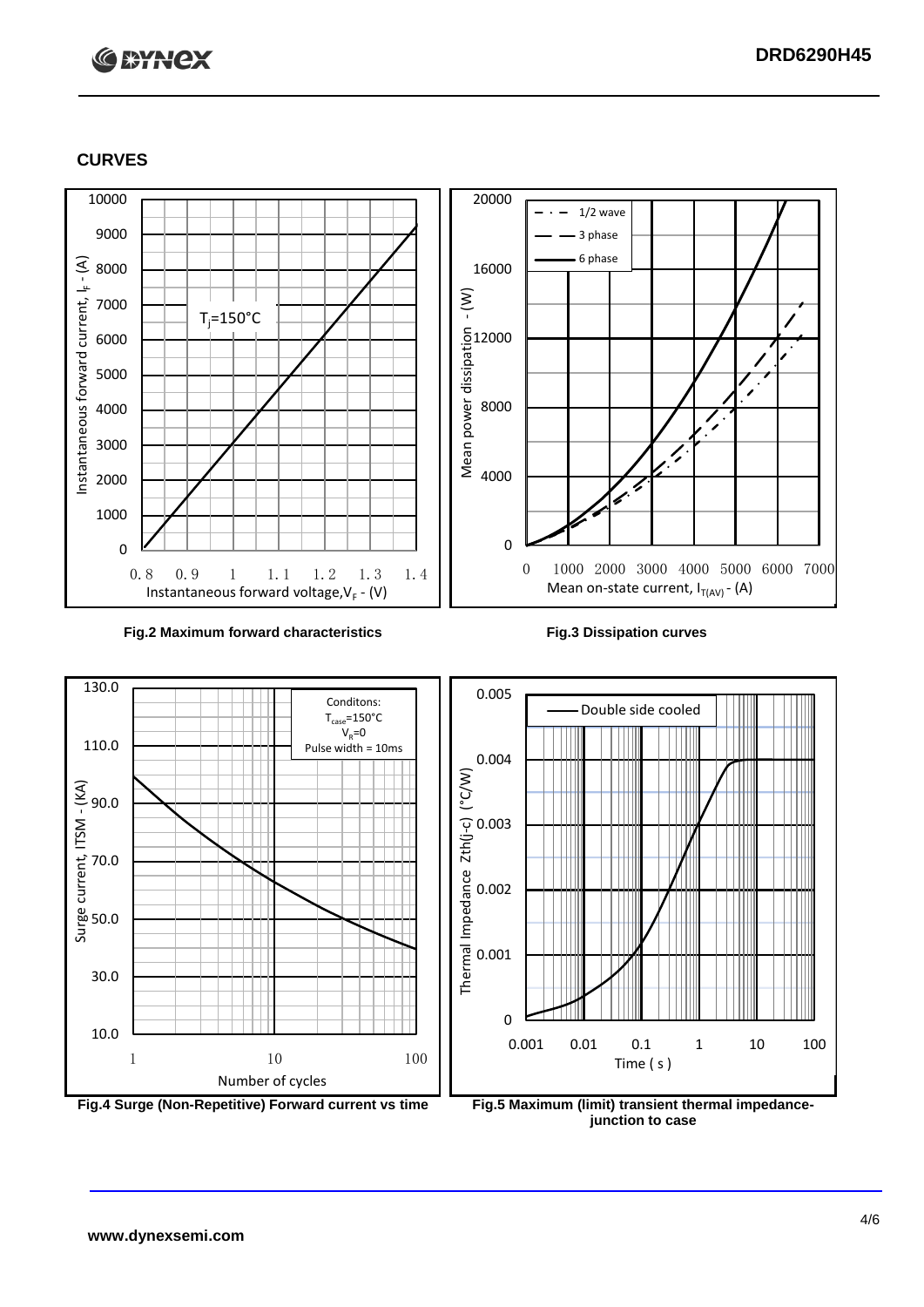## CURVES

Fig.2 Maximum forward characteristics

Fig.3 Dissipation curves

Fig.4 Surge (Non-Repetitive) Forward current vs time

Fig.5 Maximum (limit) transient thermal impedance-junction to case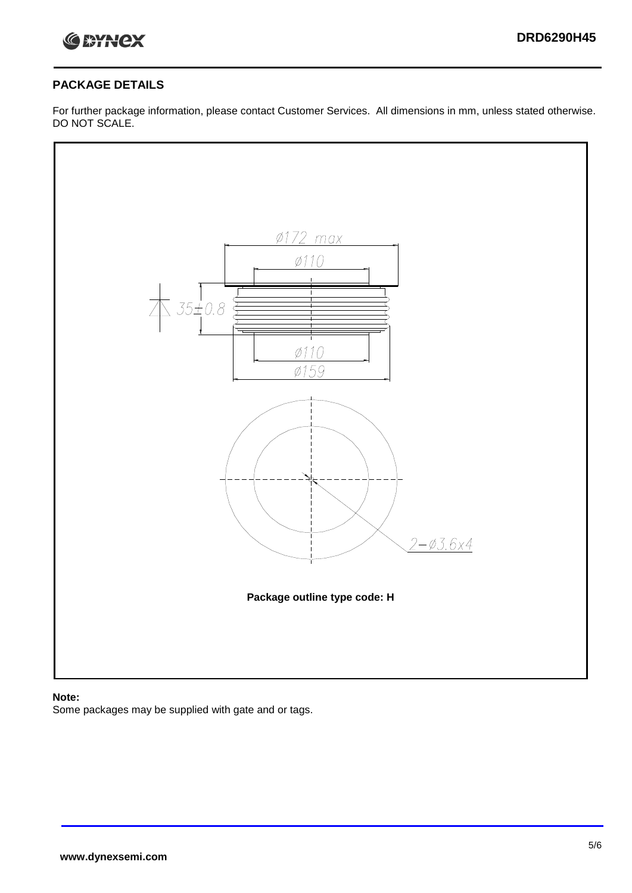## PACKAGE DETAILS

For further package information, please contact Customer Services. All dimensions in mm, unless stated otherwise. DO NOT SCALE.

Ø172 max

Ø110

35±0.8

Ø110

Ø159

2−Ø3.6x4

**Package outline type code: H**

**Note:**

Some packages may be supplied with gate and or tags.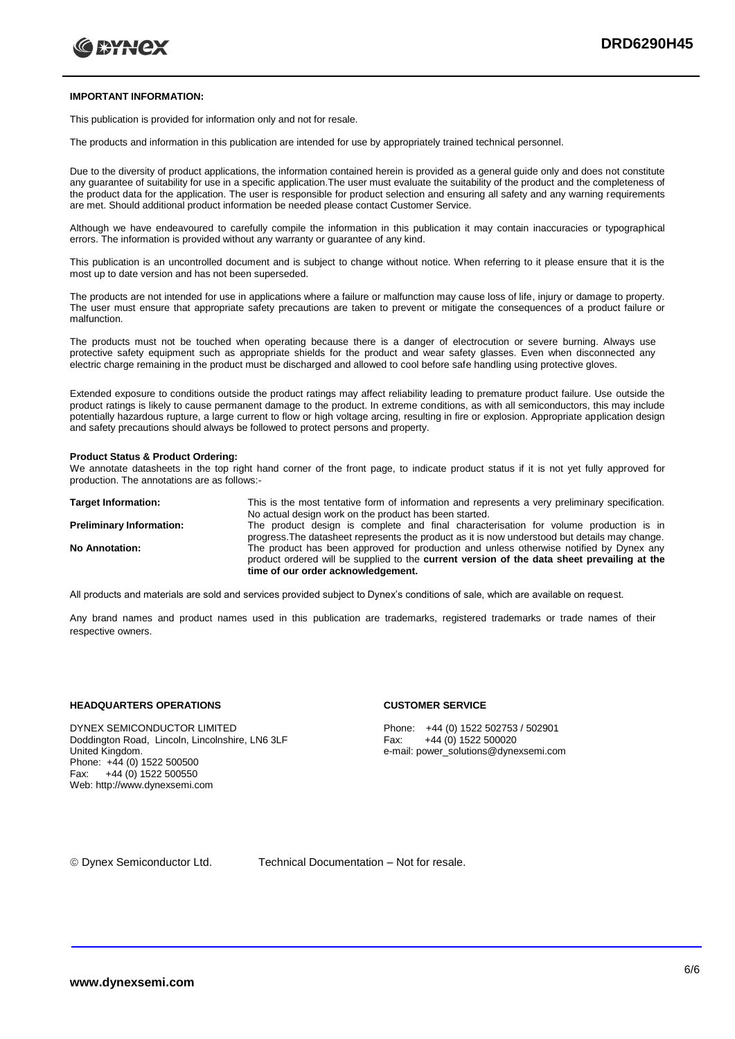**IMPORTANT INFORMATION:**

This publication is provided for information only and not for resale.

The products and information in this publication are intended for use by appropriately trained technical personnel.

Due to the diversity of product applications, the information contained herein is provided as a general guide only and does not constitute any guarantee of suitability for use in a specific application.The user must evaluate the suitability of the product and the completeness of the product data for the application. The user is responsible for product selection and ensuring all safety and any warning requirements are met. Should additional product information be needed please contact Customer Service.

Although we have endeavoured to carefully compile the information in this publication it may contain inaccuracies or typographical errors. The information is provided without any warranty or guarantee of any kind.

This publication is an uncontrolled document and is subject to change without notice. When referring to it please ensure that it is the most up to date version and has not been superseded.

The products are not intended for use in applications where a failure or malfunction may cause loss of life, injury or damage to property. The user must ensure that appropriate safety precautions are taken to prevent or mitigate the consequences of a product failure or malfunction.

The products must not be touched when operating because there is a danger of electrocution or severe burning. Always use protective safety equipment such as appropriate shields for the product and wear safety glasses. Even when disconnected any electric charge remaining in the product must be discharged and allowed to cool before safe handling using protective gloves.

Extended exposure to conditions outside the product ratings may affect reliability leading to premature product failure. Use outside the product ratings is likely to cause permanent damage to the product. In extreme conditions, as with all semiconductors, this may include potentially hazardous rupture, a large current to flow or high voltage arcing, resulting in fire or explosion. Appropriate application design and safety precautions should always be followed to protect persons and property.

**Product Status & Product Ordering:**

We annotate datasheets in the top right hand corner of the front page, to indicate product status if it is not yet fully approved for production. The annotations are as follows:-

| | |
|---|---|
| **Target Information:** | This is the most tentative form of information and represents a very preliminary specification. No actual design work on the product has been started. |
| **Preliminary Information:** | The product design is complete and final characterisation for volume production is in progress.The datasheet represents the product as it is now understood but details may change. |
| **No Annotation:** | The product has been approved for production and unless otherwise notified by Dynex any product ordered will be supplied to the **current version of the data sheet prevailing at the time of our order acknowledgement.** |

All products and materials are sold and services provided subject to Dynex's conditions of sale, which are available on request.

Any brand names and product names used in this publication are trademarks, registered trademarks or trade names of their respective owners.

**HEADQUARTERS OPERATIONS**

DYNEX SEMICONDUCTOR LIMITED
Doddington Road, Lincoln, Lincolnshire, LN6 3LF
United Kingdom.
Phone: +44 (0) 1522 500500
Fax: +44 (0) 1522 500550
Web: http://www.dynexsemi.com

**CUSTOMER SERVICE**

Phone: +44 (0) 1522 502753 / 502901
Fax: +44 (0) 1522 500020
e-mail: power_solutions@dynexsemi.com

© Dynex Semiconductor Ltd. Technical Documentation – Not for resale.